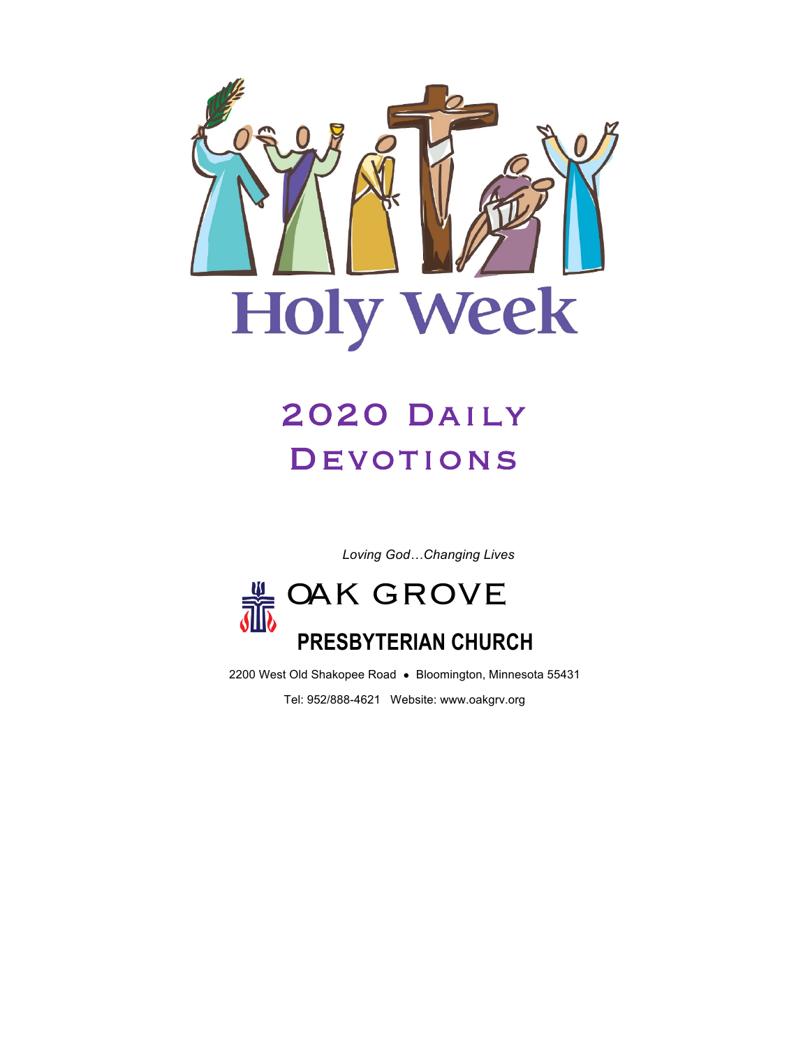# Holy Week

## 2020 Daily Devotions

*Loving God…Changing Lives*

**OAK GROVE**

**PRESBYTERIAN CHURCH**

2200 West Old Shakopee Road • Bloomington, Minnesota 55431

Tel: 952/888-4621 Website: www.oakgrv.org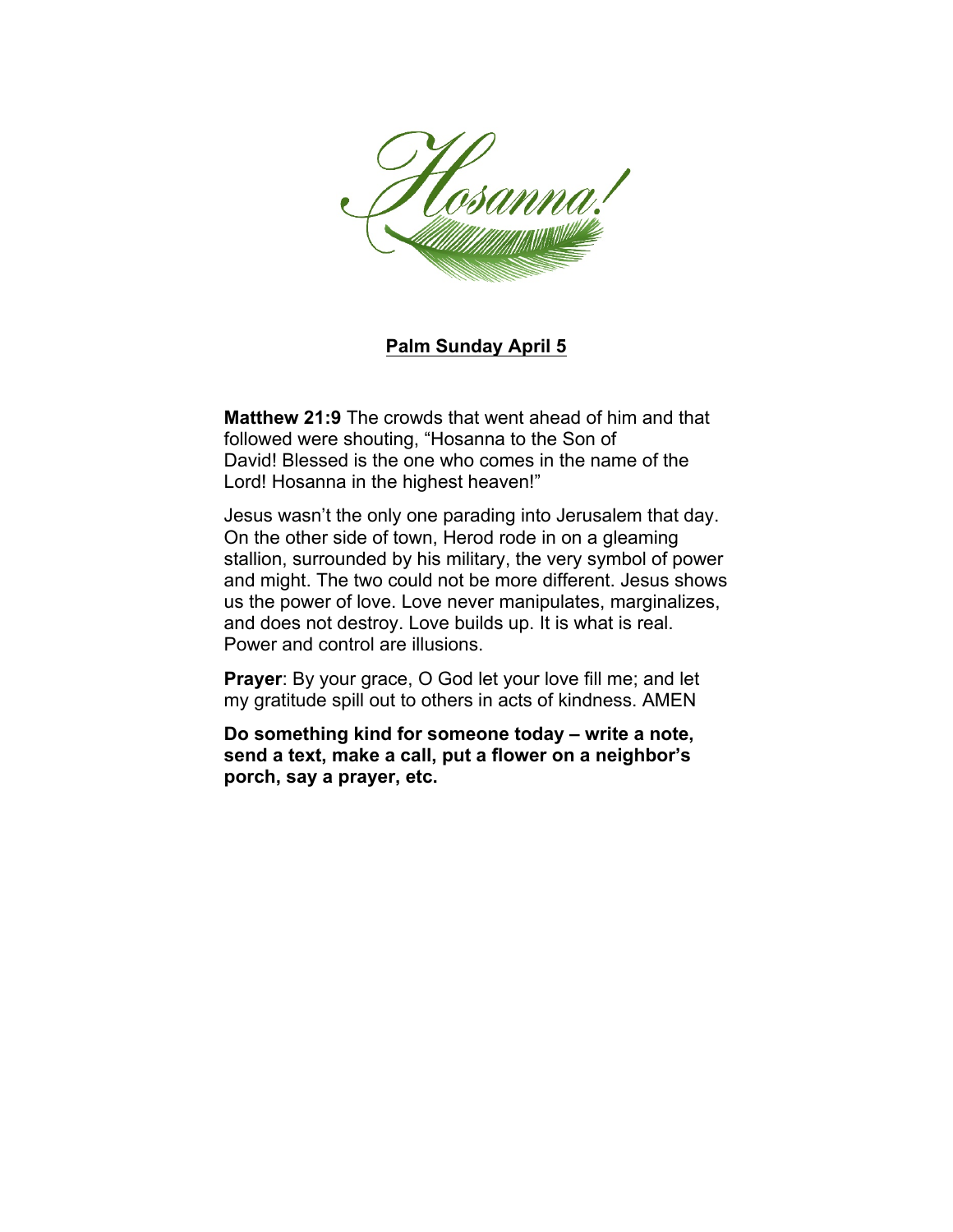# Hosanna!

## Palm Sunday April 5

**Matthew 21:9** The crowds that went ahead of him and that followed were shouting, "Hosanna to the Son of David! Blessed is the one who comes in the name of the Lord! Hosanna in the highest heaven!"

Jesus wasn't the only one parading into Jerusalem that day. On the other side of town, Herod rode in on a gleaming stallion, surrounded by his military, the very symbol of power and might. The two could not be more different. Jesus shows us the power of love. Love never manipulates, marginalizes, and does not destroy. Love builds up. It is what is real. Power and control are illusions.

**Prayer**: By your grace, O God let your love fill me; and let my gratitude spill out to others in acts of kindness. AMEN

**Do something kind for someone today – write a note, send a text, make a call, put a flower on a neighbor's porch, say a prayer, etc.**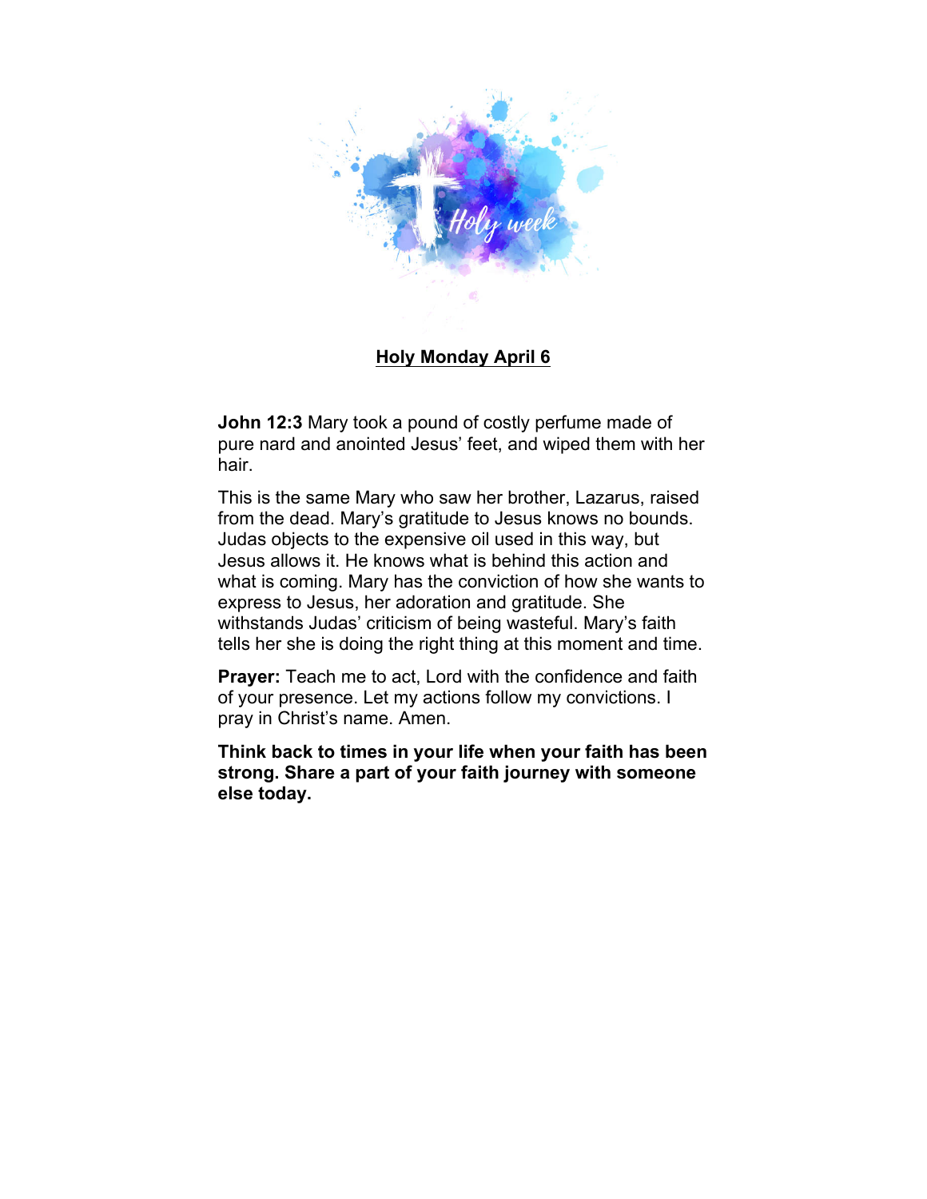## Holy Monday April 6

**John 12:3** Mary took a pound of costly perfume made of pure nard and anointed Jesus' feet, and wiped them with her hair.

This is the same Mary who saw her brother, Lazarus, raised from the dead. Mary's gratitude to Jesus knows no bounds. Judas objects to the expensive oil used in this way, but Jesus allows it. He knows what is behind this action and what is coming. Mary has the conviction of how she wants to express to Jesus, her adoration and gratitude. She withstands Judas' criticism of being wasteful. Mary's faith tells her she is doing the right thing at this moment and time.

**Prayer:** Teach me to act, Lord with the confidence and faith of your presence. Let my actions follow my convictions. I pray in Christ's name. Amen.

**Think back to times in your life when your faith has been strong. Share a part of your faith journey with someone else today.**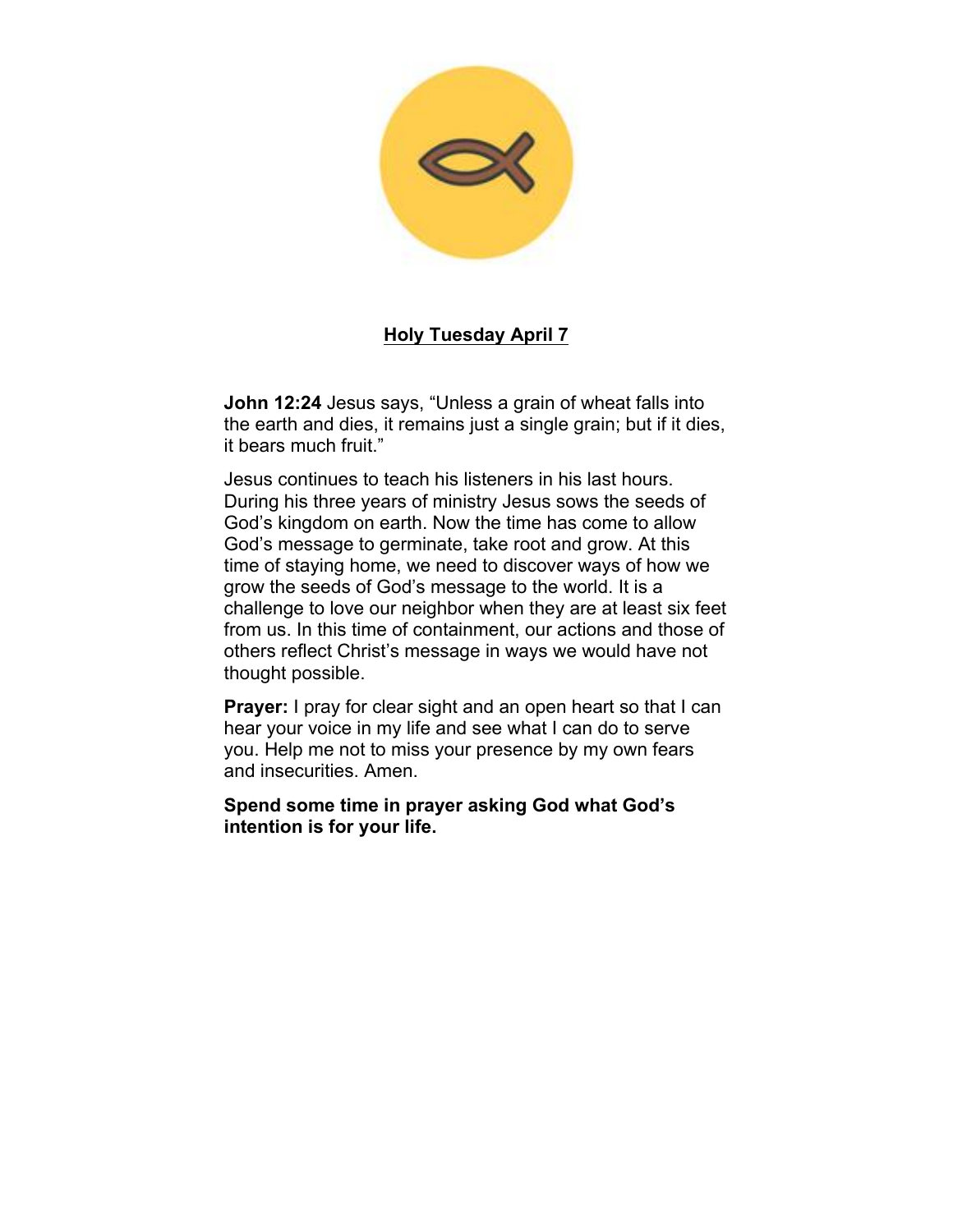## Holy Tuesday April 7

**John 12:24** Jesus says, "Unless a grain of wheat falls into the earth and dies, it remains just a single grain; but if it dies, it bears much fruit."

Jesus continues to teach his listeners in his last hours. During his three years of ministry Jesus sows the seeds of God's kingdom on earth. Now the time has come to allow God's message to germinate, take root and grow. At this time of staying home, we need to discover ways of how we grow the seeds of God's message to the world. It is a challenge to love our neighbor when they are at least six feet from us. In this time of containment, our actions and those of others reflect Christ's message in ways we would have not thought possible.

**Prayer:** I pray for clear sight and an open heart so that I can hear your voice in my life and see what I can do to serve you. Help me not to miss your presence by my own fears and insecurities. Amen.

**Spend some time in prayer asking God what God's intention is for your life.**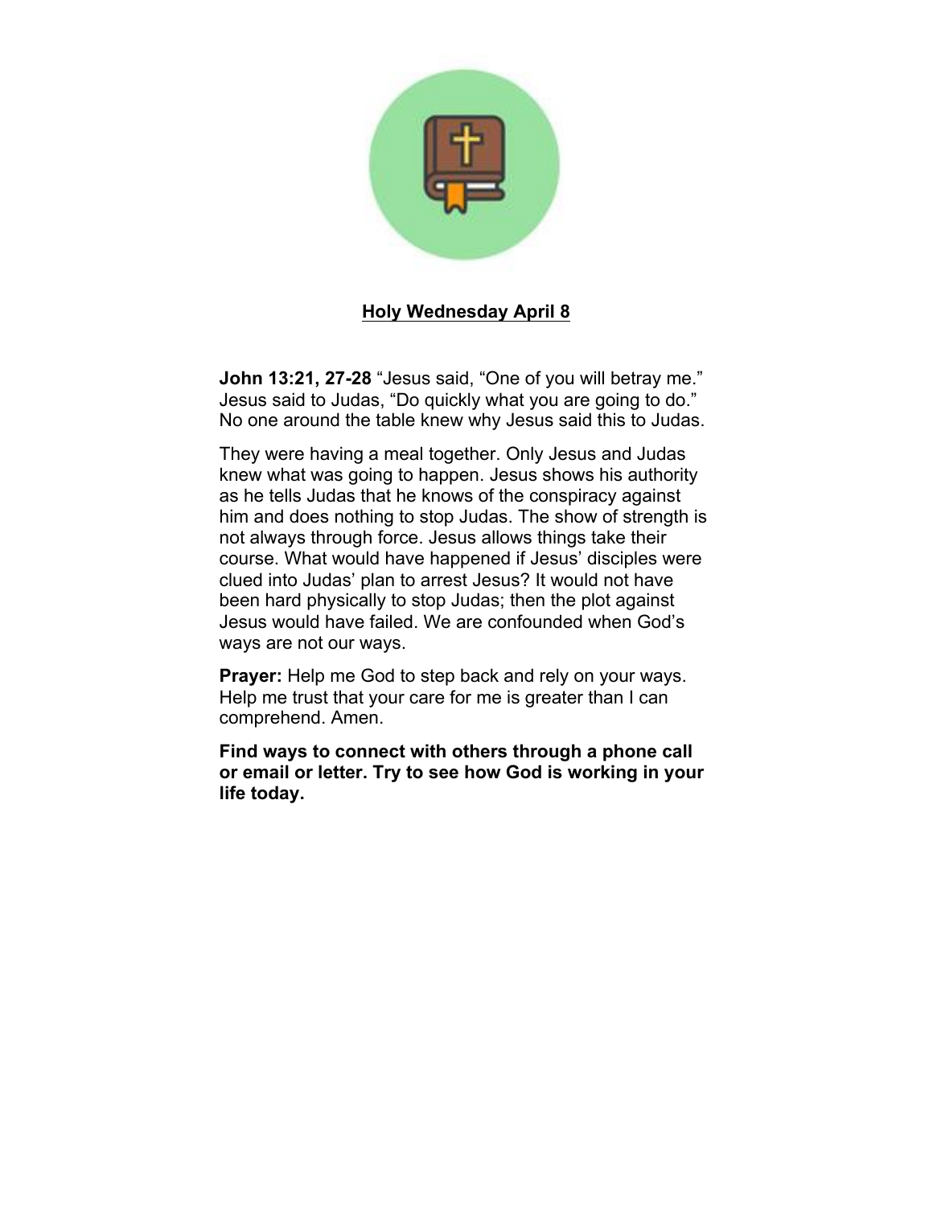## Holy Wednesday April 8

**John 13:21, 27-28** "Jesus said, "One of you will betray me." Jesus said to Judas, "Do quickly what you are going to do." No one around the table knew why Jesus said this to Judas.

They were having a meal together. Only Jesus and Judas knew what was going to happen. Jesus shows his authority as he tells Judas that he knows of the conspiracy against him and does nothing to stop Judas. The show of strength is not always through force. Jesus allows things take their course. What would have happened if Jesus' disciples were clued into Judas' plan to arrest Jesus? It would not have been hard physically to stop Judas; then the plot against Jesus would have failed. We are confounded when God's ways are not our ways.

**Prayer:** Help me God to step back and rely on your ways. Help me trust that your care for me is greater than I can comprehend. Amen.

**Find ways to connect with others through a phone call or email or letter. Try to see how God is working in your life today.**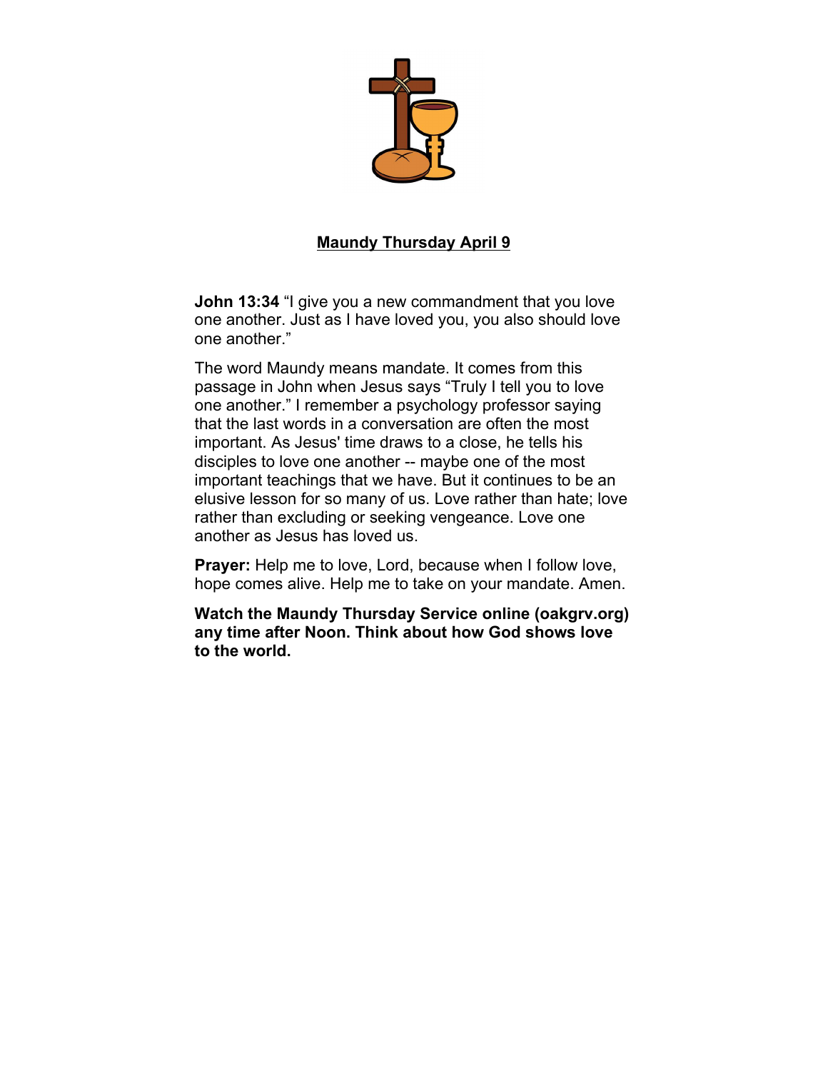## Maundy Thursday April 9

**John 13:34** "I give you a new commandment that you love one another. Just as I have loved you, you also should love one another."

The word Maundy means mandate. It comes from this passage in John when Jesus says "Truly I tell you to love one another." I remember a psychology professor saying that the last words in a conversation are often the most important. As Jesus' time draws to a close, he tells his disciples to love one another -- maybe one of the most important teachings that we have. But it continues to be an elusive lesson for so many of us. Love rather than hate; love rather than excluding or seeking vengeance. Love one another as Jesus has loved us.

**Prayer:** Help me to love, Lord, because when I follow love, hope comes alive. Help me to take on your mandate. Amen.

**Watch the Maundy Thursday Service online (oakgrv.org) any time after Noon. Think about how God shows love to the world.**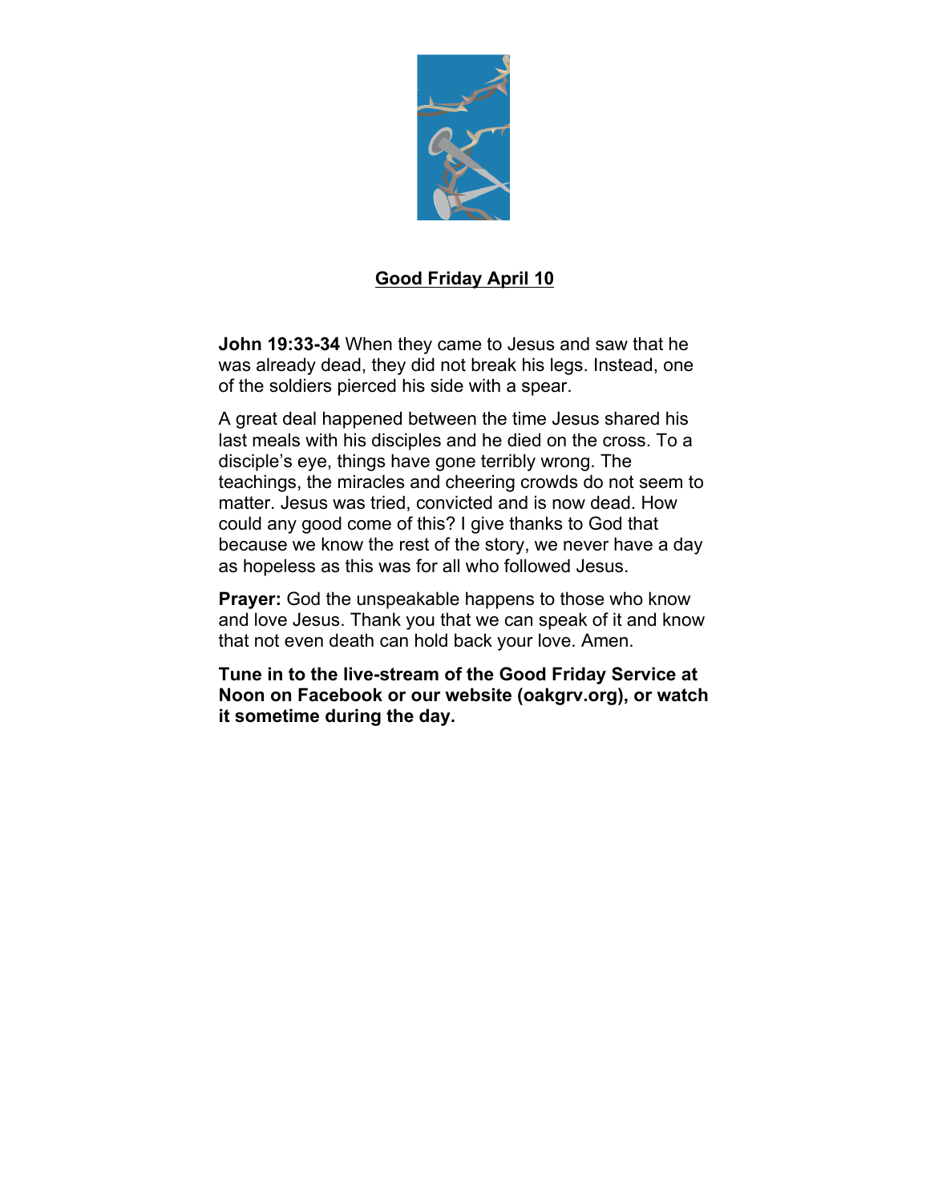## Good Friday April 10

**John 19:33-34** When they came to Jesus and saw that he was already dead, they did not break his legs. Instead, one of the soldiers pierced his side with a spear.

A great deal happened between the time Jesus shared his last meals with his disciples and he died on the cross. To a disciple's eye, things have gone terribly wrong. The teachings, the miracles and cheering crowds do not seem to matter. Jesus was tried, convicted and is now dead. How could any good come of this? I give thanks to God that because we know the rest of the story, we never have a day as hopeless as this was for all who followed Jesus.

**Prayer:** God the unspeakable happens to those who know and love Jesus. Thank you that we can speak of it and know that not even death can hold back your love. Amen.

**Tune in to the live-stream of the Good Friday Service at Noon on Facebook or our website (oakgrv.org), or watch it sometime during the day.**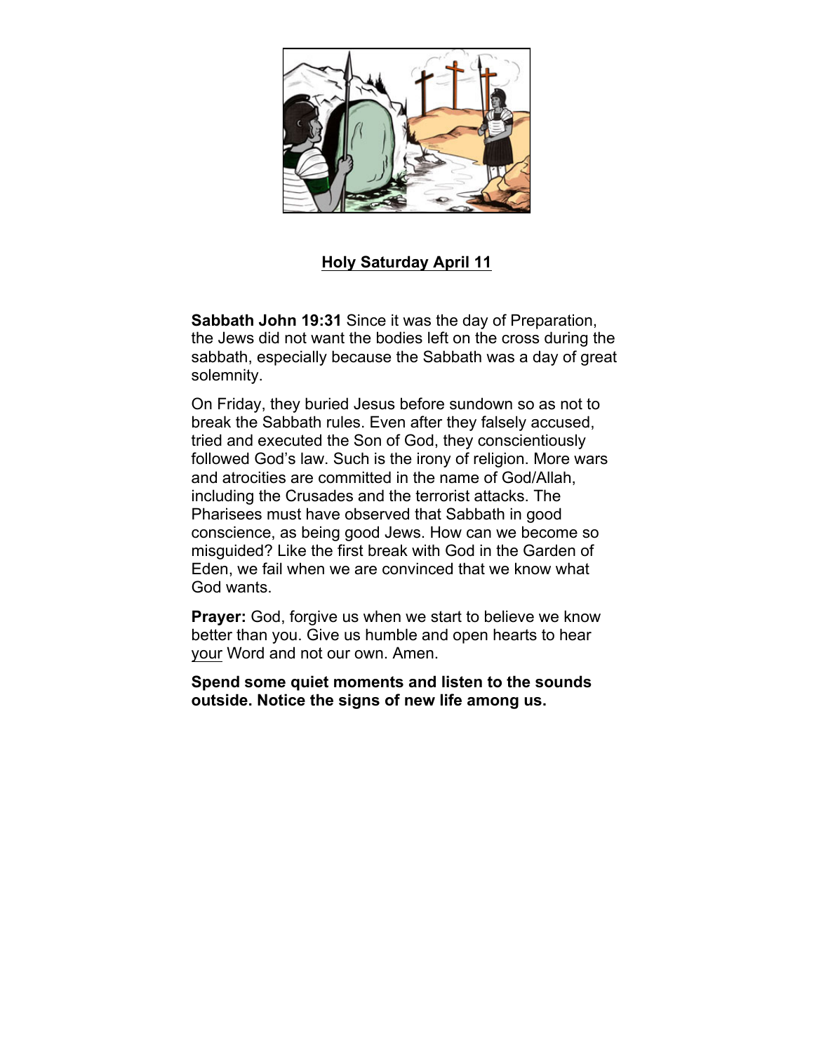## Holy Saturday April 11

**Sabbath John 19:31** Since it was the day of Preparation, the Jews did not want the bodies left on the cross during the sabbath, especially because the Sabbath was a day of great solemnity.

On Friday, they buried Jesus before sundown so as not to break the Sabbath rules. Even after they falsely accused, tried and executed the Son of God, they conscientiously followed God's law. Such is the irony of religion. More wars and atrocities are committed in the name of God/Allah, including the Crusades and the terrorist attacks. The Pharisees must have observed that Sabbath in good conscience, as being good Jews. How can we become so misguided? Like the first break with God in the Garden of Eden, we fail when we are convinced that we know what God wants.

**Prayer:** God, forgive us when we start to believe we know better than you. Give us humble and open hearts to hear your Word and not our own. Amen.

**Spend some quiet moments and listen to the sounds outside. Notice the signs of new life among us.**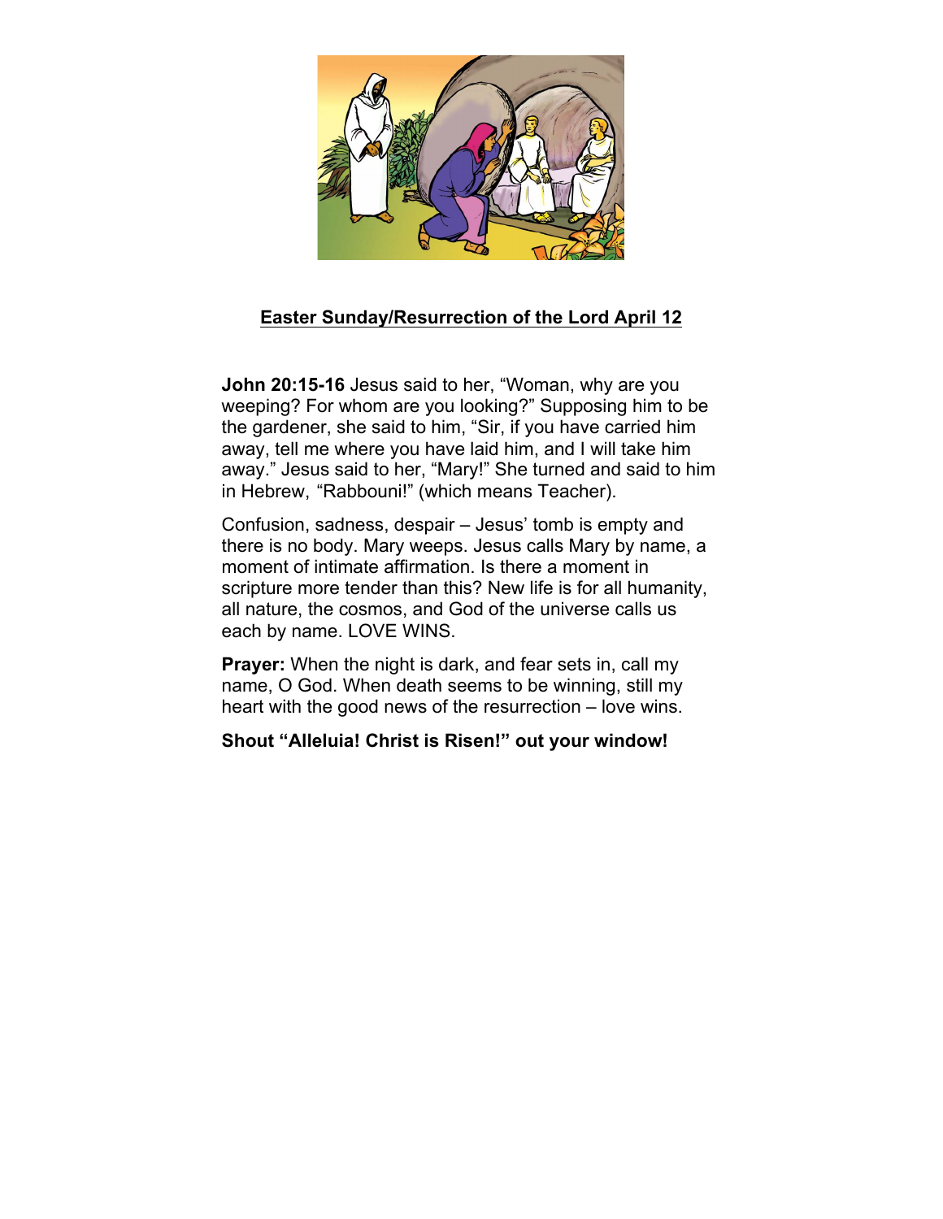## Easter Sunday/Resurrection of the Lord April 12

**John 20:15-16** Jesus said to her, "Woman, why are you weeping? For whom are you looking?" Supposing him to be the gardener, she said to him, "Sir, if you have carried him away, tell me where you have laid him, and I will take him away." Jesus said to her, "Mary!" She turned and said to him in Hebrew, "Rabbouni!" (which means Teacher).

Confusion, sadness, despair – Jesus' tomb is empty and there is no body. Mary weeps. Jesus calls Mary by name, a moment of intimate affirmation. Is there a moment in scripture more tender than this? New life is for all humanity, all nature, the cosmos, and God of the universe calls us each by name. LOVE WINS.

**Prayer:** When the night is dark, and fear sets in, call my name, O God. When death seems to be winning, still my heart with the good news of the resurrection – love wins.

**Shout "Alleluia! Christ is Risen!" out your window!**